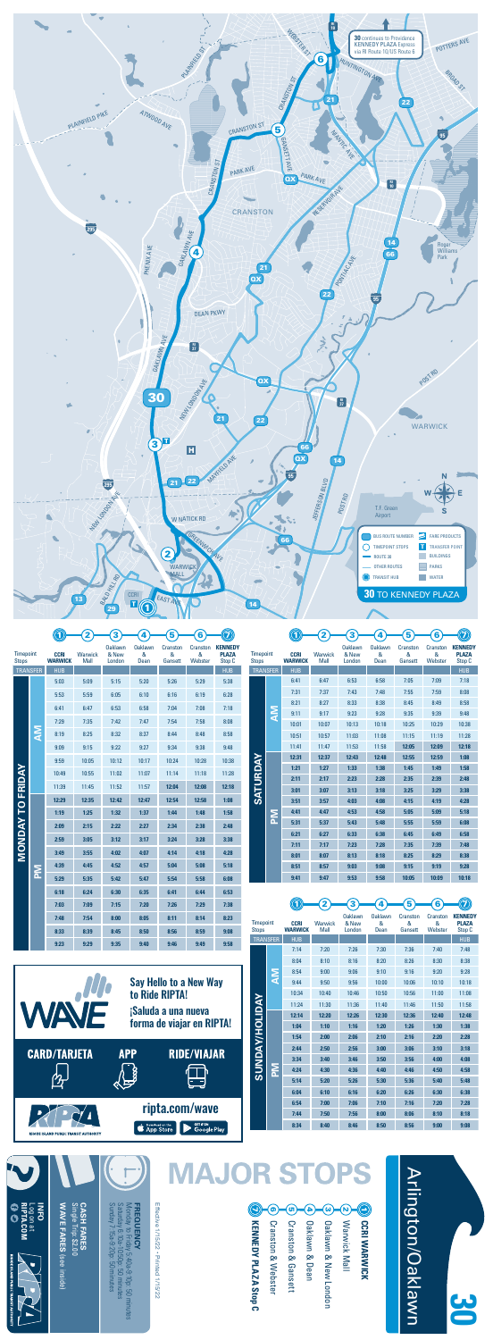# 30 Arlington/Oaklawn

## MAJOR STOPS

1. CCRI WARWICK
2. Warwick Mall
3. Oaklawn & New London
4. Oaklawn & Dean
5. Cranston & Gansett
6. Cranston & Webster
7. KENNEDY PLAZA Stop C

Effective 1/15/22 - Printed 1/10/22

**FREQUENCY**
Monday to Friday 5:40a-9:10p: 50 minutes
Saturday 6:10a-10:05p: 50 minutes
Sunday 7:15a-9:20p: 50 minutes

**CASH FARES**
Single Trip: $2.00
**WAVE FARES** (see inside)

**INFO**
Log on at
**RIPTA.COM**

30 continues to Providence KENNEDY PLAZA Express via RI Route 10/US Route 6

BUS ROUTE NUMBER · TIMEPOINT STOPS · ROUTE 30 · OTHER ROUTES · TRANSIT HUB · FARE PRODUCTS · TRANSFER POINT · BUILDINGS · PARKS · WATER

**30 TO KENNEDY PLAZA**

## MONDAY TO FRIDAY

| | | (1) CCRI WARWICK | (2) Warwick Mall | (3) Oaklawn & New London | (4) Oaklawn & Dean | (5) Cranston & Gansett | (6) Cranston & Webster | (7) KENNEDY PLAZA Stop C |
|---|---|---|---|---|---|---|---|---|
| TRANSFER | | HUB | | | | | | HUB |
| AM | | 5:03 | 5:09 | 5:15 | 5:20 | 5:26 | 5:29 | 5:38 |
| | | 5:53 | 5:59 | 6:05 | 6:10 | 6:16 | 6:19 | 6:28 |
| | | 6:41 | 6:47 | 6:53 | 6:58 | 7:04 | 7:08 | 7:18 |
| | | 7:29 | 7:35 | 7:42 | 7:47 | 7:54 | 7:58 | 8:08 |
| | | 8:19 | 8:25 | 8:32 | 8:37 | 8:44 | 8:48 | 8:58 |
| | | 9:09 | 9:15 | 9:22 | 9:27 | 9:34 | 9:38 | 9:48 |
| | | 9:59 | 10:05 | 10:12 | 10:17 | 10:24 | 10:28 | 10:38 |
| | | 10:49 | 10:55 | 11:02 | 11:07 | 11:14 | 11:18 | 11:28 |
| | | 11:39 | 11:45 | 11:52 | 11:57 | **12:04** | **12:08** | **12:18** |
| PM | | **12:29** | **12:35** | **12:42** | **12:47** | **12:54** | **12:58** | **1:08** |
| | | **1:19** | **1:25** | **1:32** | **1:37** | **1:44** | **1:48** | **1:58** |
| | | **2:09** | **2:15** | **2:22** | **2:27** | **2:34** | **2:38** | **2:48** |
| | | **2:59** | **3:05** | **3:12** | **3:17** | **3:24** | **3:28** | **3:38** |
| | | **3:49** | **3:55** | **4:02** | **4:07** | **4:14** | **4:18** | **4:28** |
| | | **4:39** | **4:45** | **4:52** | **4:57** | **5:04** | **5:08** | **5:18** |
| | | **5:29** | **5:35** | **5:42** | **5:47** | **5:54** | **5:58** | **6:08** |
| | | **6:18** | **6:24** | **6:30** | **6:35** | **6:41** | **6:44** | **6:53** |
| | | **7:03** | **7:09** | **7:15** | **7:20** | **7:26** | **7:29** | **7:38** |
| | | **7:48** | **7:54** | **8:00** | **8:05** | **8:11** | **8:14** | **8:23** |
| | | **8:33** | **8:39** | **8:45** | **8:50** | **8:56** | **8:59** | **9:08** |
| | | **9:23** | **9:29** | **9:35** | **9:40** | **9:46** | **9:49** | **9:58** |

## SATURDAY

| | | (1) CCRI WARWICK | (2) Warwick Mall | (3) Oaklawn & New London | (4) Oaklawn & Dean | (5) Cranston & Gansett | (6) Cranston & Webster | (7) KENNEDY PLAZA Stop C |
|---|---|---|---|---|---|---|---|---|
| TRANSFER | | HUB | | | | | | HUB |
| AM | | 6:41 | 6:47 | 6:53 | 6:58 | 7:05 | 7:09 | 7:18 |
| | | 7:31 | 7:37 | 7:43 | 7:48 | 7:55 | 7:59 | 8:08 |
| | | 8:21 | 8:27 | 8:33 | 8:38 | 8:45 | 8:49 | 8:58 |
| | | 9:11 | 9:17 | 9:23 | 9:28 | 9:35 | 9:39 | 9:48 |
| | | 10:01 | 10:07 | 10:13 | 10:18 | 10:25 | 10:29 | 10:38 |
| | | 10:51 | 10:57 | 11:03 | 11:08 | 11:15 | 11:19 | 11:28 |
| | | 11:41 | 11:47 | 11:53 | 11:58 | **12:05** | **12:09** | **12:18** |
| PM | | **12:31** | **12:37** | **12:43** | **12:48** | **12:55** | **12:59** | **1:08** |
| | | **1:21** | **1:27** | **1:33** | **1:38** | **1:45** | **1:49** | **1:58** |
| | | **2:11** | **2:17** | **2:23** | **2:28** | **2:35** | **2:39** | **2:48** |
| | | **3:01** | **3:07** | **3:13** | **3:18** | **3:25** | **3:29** | **3:38** |
| | | **3:51** | **3:57** | **4:03** | **4:08** | **4:15** | **4:19** | **4:28** |
| | | **4:41** | **4:47** | **4:53** | **4:58** | **5:05** | **5:09** | **5:18** |
| | | **5:31** | **5:37** | **5:43** | **5:48** | **5:55** | **5:59** | **6:08** |
| | | **6:21** | **6:27** | **6:33** | **6:38** | **6:45** | **6:49** | **6:58** |
| | | **7:11** | **7:17** | **7:23** | **7:28** | **7:35** | **7:39** | **7:48** |
| | | **8:01** | **8:07** | **8:13** | **8:18** | **8:25** | **8:29** | **8:38** |
| | | **8:51** | **8:57** | **9:03** | **9:08** | **9:15** | **9:19** | **9:28** |
| | | **9:41** | **9:47** | **9:53** | **9:58** | **10:05** | **10:09** | **10:18** |

## SUNDAY/HOLIDAY

| | | (1) CCRI WARWICK | (2) Warwick Mall | (3) Oaklawn & New London | (4) Oaklawn & Dean | (5) Cranston & Gansett | (6) Cranston & Webster | (7) KENNEDY PLAZA Stop C |
|---|---|---|---|---|---|---|---|---|
| TRANSFER | | HUB | | | | | | HUB |
| AM | | 7:14 | 7:20 | 7:26 | 7:30 | 7:36 | 7:40 | 7:48 |
| | | 8:04 | 8:10 | 8:16 | 8:20 | 8:26 | 8:30 | 8:38 |
| | | 8:54 | 9:00 | 9:06 | 9:10 | 9:16 | 9:20 | 9:28 |
| | | 9:44 | 9:50 | 9:56 | 10:00 | 10:06 | 10:10 | 10:18 |
| | | 10:34 | 10:40 | 10:46 | 10:50 | 10:56 | 11:00 | 11:08 |
| | | 11:24 | 11:30 | 11:36 | 11:40 | 11:46 | 11:50 | 11:58 |
| PM | | **12:14** | **12:20** | **12:26** | **12:30** | **12:36** | **12:40** | **12:48** |
| | | **1:04** | **1:10** | **1:16** | **1:20** | **1:26** | **1:30** | **1:38** |
| | | **1:54** | **2:00** | **2:06** | **2:10** | **2:16** | **2:20** | **2:28** |
| | | **2:44** | **2:50** | **2:56** | **3:00** | **3:06** | **3:10** | **3:18** |
| | | **3:34** | **3:40** | **3:46** | **3:50** | **3:56** | **4:00** | **4:08** |
| | | **4:24** | **4:30** | **4:36** | **4:40** | **4:46** | **4:50** | **4:58** |
| | | **5:14** | **5:20** | **5:26** | **5:30** | **5:36** | **5:40** | **5:48** |
| | | **6:04** | **6:10** | **6:16** | **6:20** | **6:26** | **6:30** | **6:38** |
| | | **6:54** | **7:00** | **7:06** | **7:10** | **7:16** | **7:20** | **7:28** |
| | | **7:44** | **7:50** | **7:56** | **8:00** | **8:06** | **8:10** | **8:18** |
| | | **8:34** | **8:40** | **8:46** | **8:50** | **8:56** | **9:00** | **9:08** |

**WAVE**

**Say Hello to a New Way to Ride RIPTA!**

**¡Saluda a una nueva forma de viajar en RIPTA!**

CARD/TARJETA · APP · RIDE/VIAJAR

**ripta.com/wave**

RHODE ISLAND PUBLIC TRANSIT AUTHORITY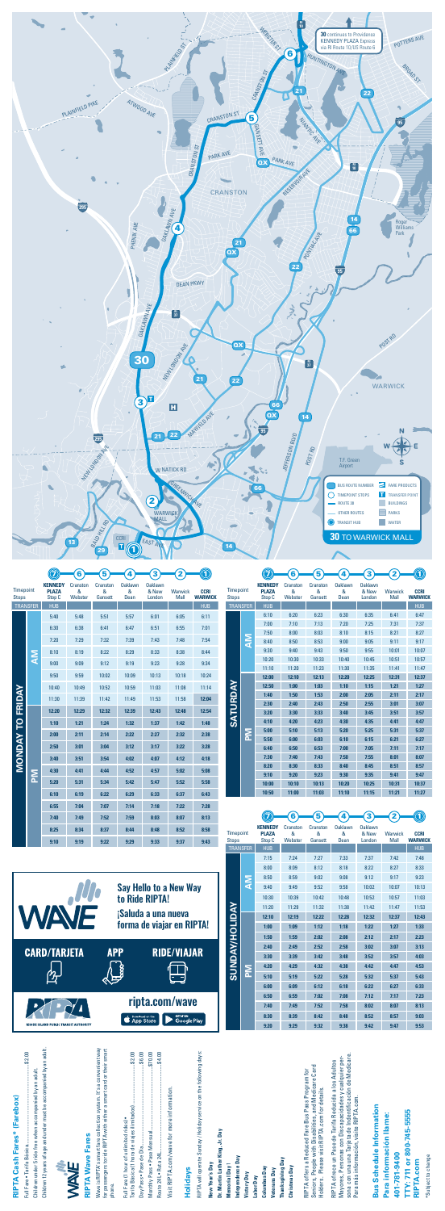# 30 TO WARWICK MALL

30 continues to Providence KENNEDY PLAZA Express via RI Route 10/US Route 6

BUS ROUTE NUMBER
TIMEPOINT STOPS
ROUTE 30
OTHER ROUTES
TRANSIT HUB
FARE PRODUCTS
TRANSFER POINT
BUILDINGS
PARKS
WATER

## MONDAY TO FRIDAY

| Timepoint Stops | | 7 KENNEDY PLAZA Stop C | 6 Cranston & Webster | 5 Cranston & Gansett | 4 Oaklawn & Dean | 3 Oaklawn & New London | 2 Warwick Mall | 1 CCRI WARWICK |
|---|---|---|---|---|---|---|---|---|
| TRANSFER | | HUB | | | | | | HUB |
| AM | | 5:40 | 5:48 | 5:51 | 5:57 | 6:01 | 6:05 | 6:11 |
| | | 6:30 | 6:38 | 6:41 | 6:47 | 6:51 | 6:55 | 7:01 |
| | | 7:20 | 7:29 | 7:32 | 7:39 | 7:43 | 7:48 | 7:54 |
| | | 8:10 | 8:19 | 8:22 | 8:29 | 8:33 | 8:38 | 8:44 |
| | | 9:00 | 9:09 | 9:12 | 9:19 | 9:23 | 9:28 | 9:34 |
| | | 9:50 | 9:59 | 10:02 | 10:09 | 10:13 | 10:18 | 10:24 |
| | | 10:40 | 10:49 | 10:52 | 10:59 | 11:03 | 11:08 | 11:14 |
| | | 11:30 | 11:39 | 11:42 | 11:49 | 11:53 | 11:58 | **12:04** |
| PM | | **12:20** | **12:29** | **12:32** | **12:39** | **12:43** | **12:48** | **12:54** |
| | | **1:10** | **1:21** | **1:24** | **1:32** | **1:37** | **1:42** | **1:48** |
| | | **2:00** | **2:11** | **2:14** | **2:22** | **2:27** | **2:32** | **2:38** |
| | | **2:50** | **3:01** | **3:04** | **3:12** | **3:17** | **3:22** | **3:28** |
| | | **3:40** | **3:51** | **3:54** | **4:02** | **4:07** | **4:12** | **4:18** |
| | | **4:30** | **4:41** | **4:44** | **4:52** | **4:57** | **5:02** | **5:08** |
| | | **5:20** | **5:31** | **5:34** | **5:42** | **5:47** | **5:52** | **5:58** |
| | | **6:10** | **6:19** | **6:22** | **6:29** | **6:33** | **6:37** | **6:43** |
| | | **6:55** | **7:04** | **7:07** | **7:14** | **7:18** | **7:22** | **7:28** |
| | | **7:40** | **7:49** | **7:52** | **7:59** | **8:03** | **8:07** | **8:13** |
| | | **8:25** | **8:34** | **8:37** | **8:44** | **8:48** | **8:52** | **8:58** |
| | | **9:10** | **9:19** | **9:22** | **9:29** | **9:33** | **9:37** | **9:43** |

## SATURDAY

| Timepoint Stops | | 7 KENNEDY PLAZA Stop C | 6 Cranston & Webster | 5 Cranston & Gansett | 4 Oaklawn & Dean | 3 Oaklawn & New London | 2 Warwick Mall | 1 CCRI WARWICK |
|---|---|---|---|---|---|---|---|---|
| TRANSFER | | HUB | | | | | | HUB |
| AM | | 6:10 | 6:20 | 6:23 | 6:30 | 6:35 | 6:41 | 6:47 |
| | | 7:00 | 7:10 | 7:13 | 7:20 | 7:25 | 7:31 | 7:37 |
| | | 7:50 | 8:00 | 8:03 | 8:10 | 8:15 | 8:21 | 8:27 |
| | | 8:40 | 8:50 | 8:53 | 9:00 | 9:05 | 9:11 | 9:17 |
| | | 9:30 | 9:40 | 9:43 | 9:50 | 9:55 | 10:01 | 10:07 |
| | | 10:20 | 10:30 | 10:33 | 10:40 | 10:45 | 10:51 | 10:57 |
| | | 11:10 | 11:20 | 11:23 | 11:30 | 11:35 | 11:41 | 11:47 |
| PM | | **12:00** | **12:10** | **12:13** | **12:20** | **12:25** | **12:31** | **12:37** |
| | | **12:50** | **1:00** | **1:03** | **1:10** | **1:15** | **1:21** | **1:27** |
| | | **1:40** | **1:50** | **1:53** | **2:00** | **2:05** | **2:11** | **2:17** |
| | | **2:30** | **2:40** | **2:43** | **2:50** | **2:55** | **3:01** | **3:07** |
| | | **3:20** | **3:30** | **3:33** | **3:40** | **3:45** | **3:51** | **3:57** |
| | | **4:10** | **4:20** | **4:23** | **4:30** | **4:35** | **4:41** | **4:47** |
| | | **5:00** | **5:10** | **5:13** | **5:20** | **5:25** | **5:31** | **5:37** |
| | | **5:50** | **6:00** | **6:03** | **6:10** | **6:15** | **6:21** | **6:27** |
| | | **6:40** | **6:50** | **6:53** | **7:00** | **7:05** | **7:11** | **7:17** |
| | | **7:30** | **7:40** | **7:43** | **7:50** | **7:55** | **8:01** | **8:07** |
| | | **8:20** | **8:30** | **8:33** | **8:40** | **8:45** | **8:51** | **8:57** |
| | | **9:10** | **9:20** | **9:23** | **9:30** | **9:35** | **9:41** | **9:47** |
| | | **10:00** | **10:10** | **10:13** | **10:20** | **10:25** | **10:31** | **10:37** |
| | | **10:50** | **11:00** | **11:03** | **11:10** | **11:15** | **11:21** | **11:27** |

## SUNDAY/HOLIDAY

| Timepoint Stops | | 7 KENNEDY PLAZA Stop C | 6 Cranston & Webster | 5 Cranston & Gansett | 4 Oaklawn & Dean | 3 Oaklawn & New London | 2 Warwick Mall | 1 CCRI WARWICK |
|---|---|---|---|---|---|---|---|---|
| TRANSFER | | HUB | | | | | | HUB |
| AM | | 7:15 | 7:24 | 7:27 | 7:33 | 7:37 | 7:42 | 7:48 |
| | | 8:00 | 8:09 | 8:12 | 8:18 | 8:22 | 8:27 | 8:33 |
| | | 8:50 | 8:59 | 9:02 | 9:08 | 9:12 | 9:17 | 9:23 |
| | | 9:40 | 9:49 | 9:52 | 9:58 | 10:02 | 10:07 | 10:13 |
| | | 10:30 | 10:39 | 10:42 | 10:48 | 10:52 | 10:57 | 11:03 |
| | | 11:20 | 11:29 | 11:32 | 11:38 | 11:42 | 11:47 | 11:53 |
| PM | | **12:10** | **12:19** | **12:22** | **12:28** | **12:32** | **12:37** | **12:43** |
| | | **1:00** | **1:09** | **1:12** | **1:18** | **1:22** | **1:27** | **1:33** |
| | | **1:50** | **1:59** | **2:02** | **2:08** | **2:12** | **2:17** | **2:23** |
| | | **2:40** | **2:49** | **2:52** | **2:58** | **3:02** | **3:07** | **3:13** |
| | | **3:30** | **3:39** | **3:42** | **3:48** | **3:52** | **3:57** | **4:03** |
| | | **4:20** | **4:29** | **4:32** | **4:38** | **4:42** | **4:47** | **4:53** |
| | | **5:10** | **5:19** | **5:22** | **5:28** | **5:32** | **5:37** | **5:43** |
| | | **6:00** | **6:09** | **6:12** | **6:18** | **6:22** | **6:27** | **6:33** |
| | | **6:50** | **6:59** | **7:02** | **7:08** | **7:12** | **7:17** | **7:23** |
| | | **7:40** | **7:49** | **7:52** | **7:58** | **8:02** | **8:07** | **8:13** |
| | | **8:30** | **8:39** | **8:42** | **8:48** | **8:52** | **8:57** | **9:03** |
| | | **9:20** | **9:29** | **9:32** | **9:38** | **9:42** | **9:47** | **9:53** |

## Say Hello to a New Way to Ride RIPTA!

**¡Saluda a una nueva forma de viajar en RIPTA!**

CARD/TARJETA — APP — RIDE/VIAJAR

**ripta.com/wave**

RHODE ISLAND PUBLIC TRANSIT AUTHORITY

## RIPTA Cash Fares* (Farebox)

Full Fare • Tarifa Básica.................................$2.00

Children under 5 ride free when accompanied by an adult.

Children 5 years of age and under must be accompanied by an adult.

## RIPTA Wave Fares

Wave is RIPTA's smart fare collection system. It's a convenient way for passengers to ride RIPTA with either a smart card or their smart phone.

Full Fare (1 hour of unlimited rides) •
Tarifa Básica (1 hora de viajes ilimitados).....................$2.00

Day Pass • Pase de Día.........................................$6.00

Monthly Pass • Pase Mensual...............................$70.00

Route 24 • Ruta 24..................................................$4.00

Visit RIPTA.com/wave for more information.

## Holidays

RIPTA will operate Sunday / Holiday service on the following days:

- New Year's Day
- Dr. Martin Luther King, Jr. Day
- Memorial Day
- Independence Day
- Victory Day
- Labor Day
- Columbus Day
- Veterans Day
- Thanksgiving Day
- Christmas Day

RIPTA offers a Reduced Fare Bus Pass Program for Seniors, People with Disabilities, and Medicare Card Holders. Please visit RIPTA.com for details.

RIPTA ofrece un Pase de Tarifa Reducida a los Adultos Mayores, Personas con Discapacidades y cualquier persona con una Tarjeta de Identificación de Medicare. Para más información, visite RIPTA.com

## Bus Schedule Information

**Para información llame:**

**401-781-9400**

**TTY: 711 or 800-745-5555**

**RIPTA.com**

*Subject to change